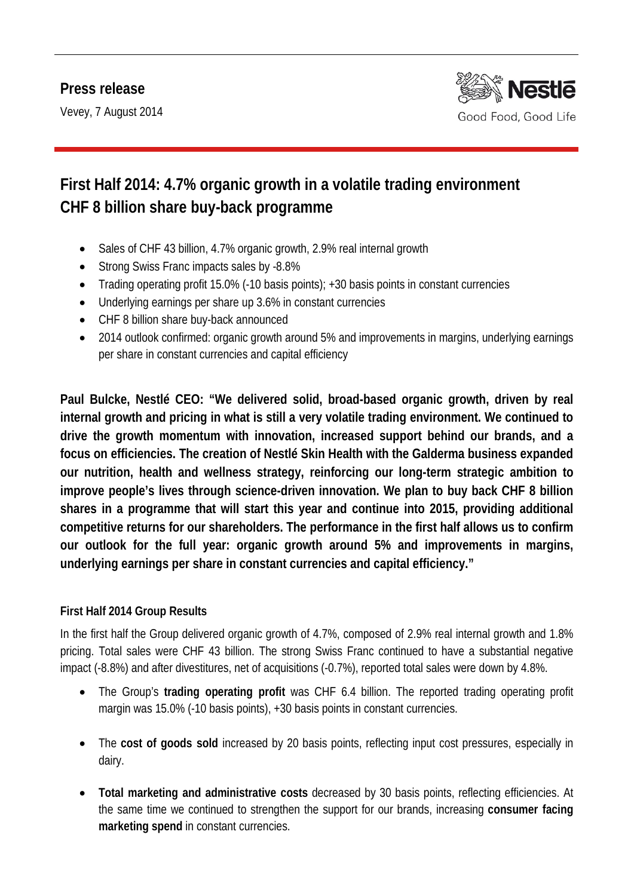**Press release**

Vevey, 7 August 2014

Nestlé
Good Food, Good Life

# First Half 2014: 4.7% organic growth in a volatile trading environment CHF 8 billion share buy-back programme

- Sales of CHF 43 billion, 4.7% organic growth, 2.9% real internal growth
- Strong Swiss Franc impacts sales by -8.8%
- Trading operating profit 15.0% (-10 basis points); +30 basis points in constant currencies
- Underlying earnings per share up 3.6% in constant currencies
- CHF 8 billion share buy-back announced
- 2014 outlook confirmed: organic growth around 5% and improvements in margins, underlying earnings per share in constant currencies and capital efficiency

**Paul Bulcke, Nestlé CEO: "We delivered solid, broad-based organic growth, driven by real internal growth and pricing in what is still a very volatile trading environment. We continued to drive the growth momentum with innovation, increased support behind our brands, and a focus on efficiencies. The creation of Nestlé Skin Health with the Galderma business expanded our nutrition, health and wellness strategy, reinforcing our long-term strategic ambition to improve people's lives through science-driven innovation. We plan to buy back CHF 8 billion shares in a programme that will start this year and continue into 2015, providing additional competitive returns for our shareholders. The performance in the first half allows us to confirm our outlook for the full year: organic growth around 5% and improvements in margins, underlying earnings per share in constant currencies and capital efficiency."**

### First Half 2014 Group Results

In the first half the Group delivered organic growth of 4.7%, composed of 2.9% real internal growth and 1.8% pricing. Total sales were CHF 43 billion. The strong Swiss Franc continued to have a substantial negative impact (-8.8%) and after divestitures, net of acquisitions (-0.7%), reported total sales were down by 4.8%.

- The Group's **trading operating profit** was CHF 6.4 billion. The reported trading operating profit margin was 15.0% (-10 basis points), +30 basis points in constant currencies.
- The **cost of goods sold** increased by 20 basis points, reflecting input cost pressures, especially in dairy.
- **Total marketing and administrative costs** decreased by 30 basis points, reflecting efficiencies. At the same time we continued to strengthen the support for our brands, increasing **consumer facing marketing spend** in constant currencies.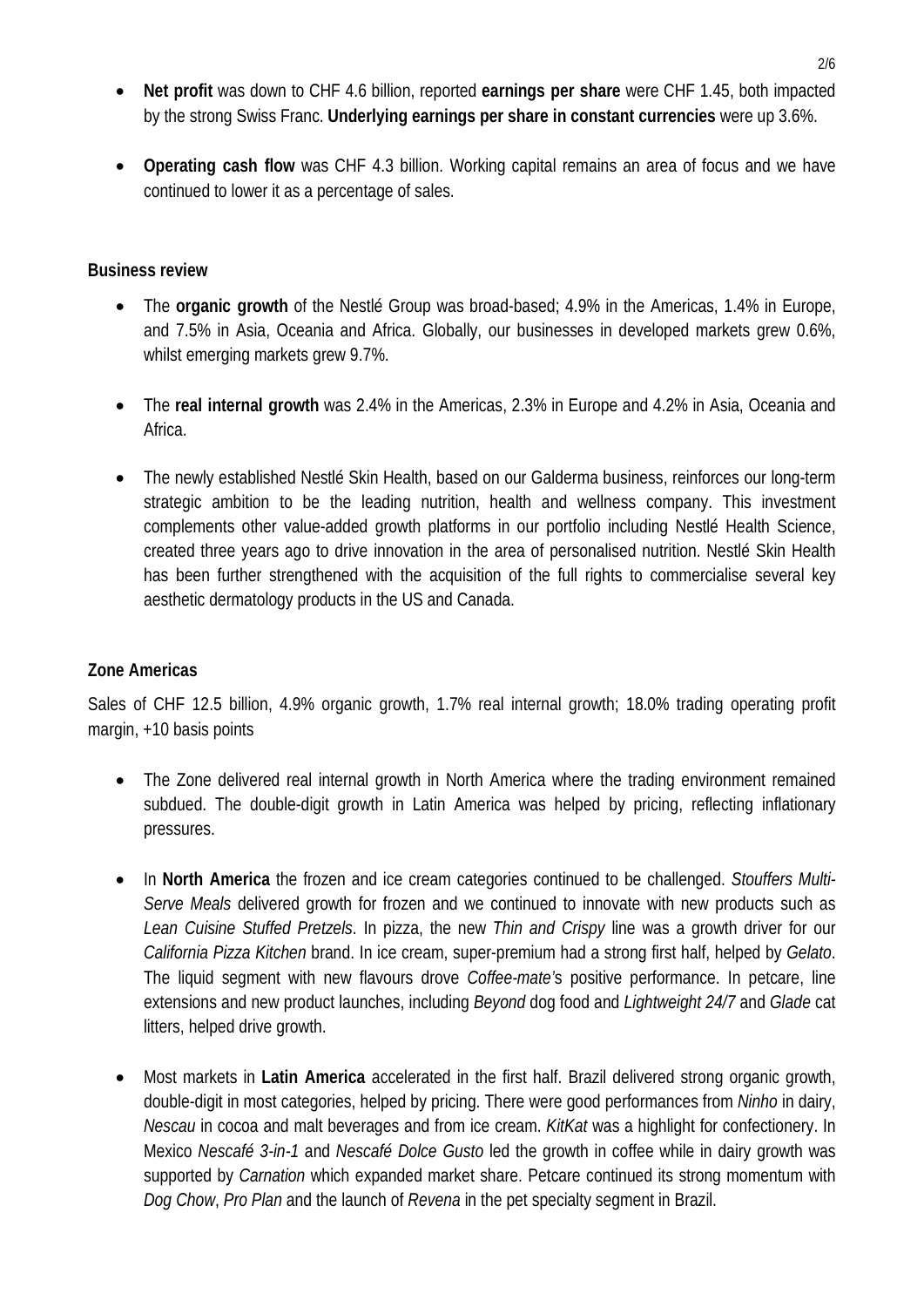- **Net profit** was down to CHF 4.6 billion, reported **earnings per share** were CHF 1.45, both impacted by the strong Swiss Franc. **Underlying earnings per share in constant currencies** were up 3.6%.

- **Operating cash flow** was CHF 4.3 billion. Working capital remains an area of focus and we have continued to lower it as a percentage of sales.

**Business review**

- The **organic growth** of the Nestlé Group was broad-based; 4.9% in the Americas, 1.4% in Europe, and 7.5% in Asia, Oceania and Africa. Globally, our businesses in developed markets grew 0.6%, whilst emerging markets grew 9.7%.

- The **real internal growth** was 2.4% in the Americas, 2.3% in Europe and 4.2% in Asia, Oceania and Africa.

- The newly established Nestlé Skin Health, based on our Galderma business, reinforces our long-term strategic ambition to be the leading nutrition, health and wellness company. This investment complements other value-added growth platforms in our portfolio including Nestlé Health Science, created three years ago to drive innovation in the area of personalised nutrition. Nestlé Skin Health has been further strengthened with the acquisition of the full rights to commercialise several key aesthetic dermatology products in the US and Canada.

**Zone Americas**

Sales of CHF 12.5 billion, 4.9% organic growth, 1.7% real internal growth; 18.0% trading operating profit margin, +10 basis points

- The Zone delivered real internal growth in North America where the trading environment remained subdued. The double-digit growth in Latin America was helped by pricing, reflecting inflationary pressures.

- In **North America** the frozen and ice cream categories continued to be challenged. *Stouffers Multi-Serve Meals* delivered growth for frozen and we continued to innovate with new products such as *Lean Cuisine Stuffed Pretzels*. In pizza, the new *Thin and Crispy* line was a growth driver for our *California Pizza Kitchen* brand. In ice cream, super-premium had a strong first half, helped by *Gelato*. The liquid segment with new flavours drove *Coffee-mate*'s positive performance. In petcare, line extensions and new product launches, including *Beyond* dog food and *Lightweight 24/7* and *Glade* cat litters, helped drive growth.

- Most markets in **Latin America** accelerated in the first half. Brazil delivered strong organic growth, double-digit in most categories, helped by pricing. There were good performances from *Ninho* in dairy, *Nescau* in cocoa and malt beverages and from ice cream. *KitKat* was a highlight for confectionery. In Mexico *Nescafé 3-in-1* and *Nescafé Dolce Gusto* led the growth in coffee while in dairy growth was supported by *Carnation* which expanded market share. Petcare continued its strong momentum with *Dog Chow*, *Pro Plan* and the launch of *Revena* in the pet specialty segment in Brazil.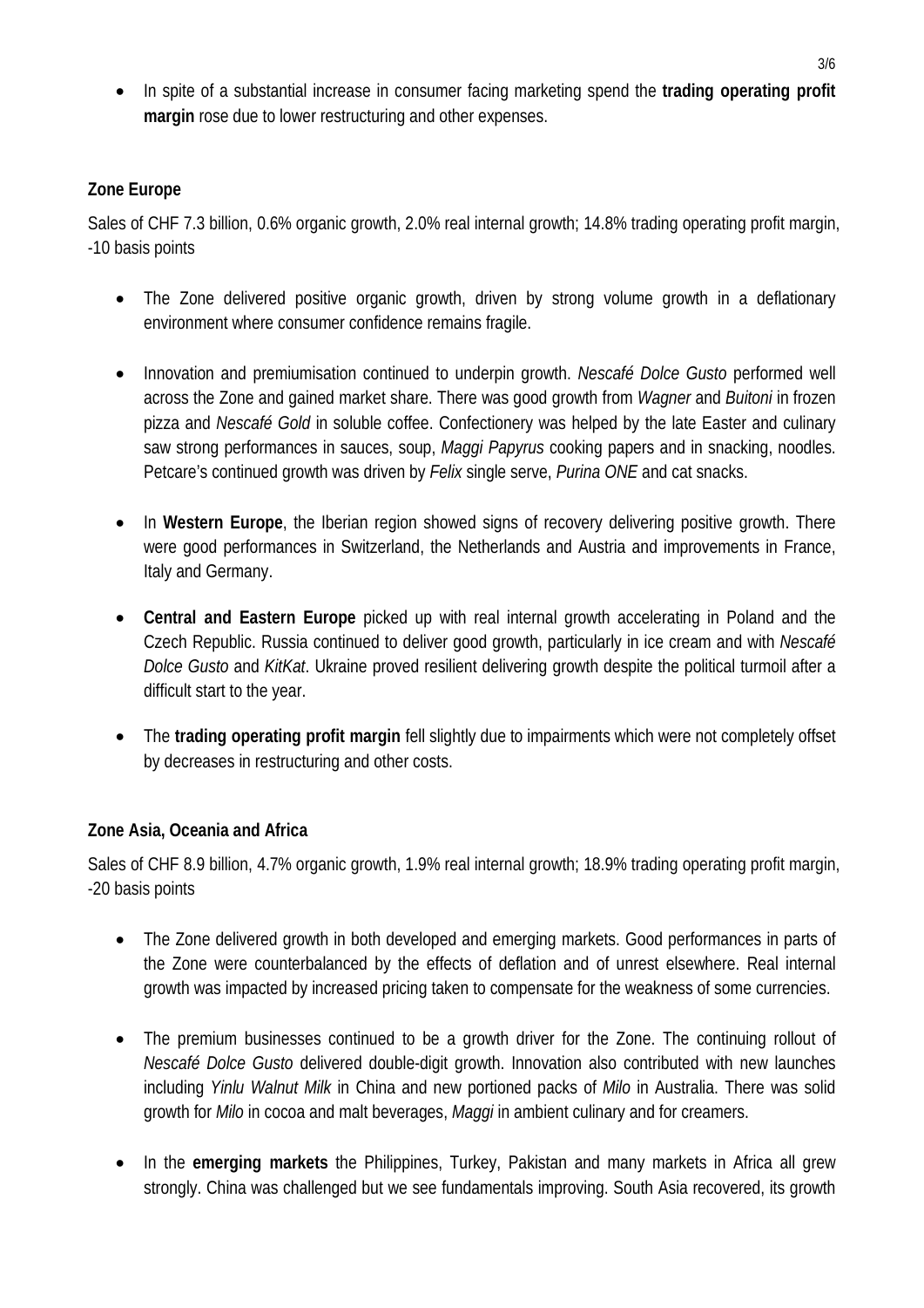- In spite of a substantial increase in consumer facing marketing spend the **trading operating profit margin** rose due to lower restructuring and other expenses.

**Zone Europe**

Sales of CHF 7.3 billion, 0.6% organic growth, 2.0% real internal growth; 14.8% trading operating profit margin, -10 basis points

- The Zone delivered positive organic growth, driven by strong volume growth in a deflationary environment where consumer confidence remains fragile.
- Innovation and premiumisation continued to underpin growth. *Nescafé Dolce Gusto* performed well across the Zone and gained market share. There was good growth from *Wagner* and *Buitoni* in frozen pizza and *Nescafé Gold* in soluble coffee. Confectionery was helped by the late Easter and culinary saw strong performances in sauces, soup, *Maggi Papyrus* cooking papers and in snacking, noodles. Petcare's continued growth was driven by *Felix* single serve, *Purina ONE* and cat snacks.
- In **Western Europe**, the Iberian region showed signs of recovery delivering positive growth. There were good performances in Switzerland, the Netherlands and Austria and improvements in France, Italy and Germany.
- **Central and Eastern Europe** picked up with real internal growth accelerating in Poland and the Czech Republic. Russia continued to deliver good growth, particularly in ice cream and with *Nescafé Dolce Gusto* and *KitKat*. Ukraine proved resilient delivering growth despite the political turmoil after a difficult start to the year.
- The **trading operating profit margin** fell slightly due to impairments which were not completely offset by decreases in restructuring and other costs.

**Zone Asia, Oceania and Africa**

Sales of CHF 8.9 billion, 4.7% organic growth, 1.9% real internal growth; 18.9% trading operating profit margin, -20 basis points

- The Zone delivered growth in both developed and emerging markets. Good performances in parts of the Zone were counterbalanced by the effects of deflation and of unrest elsewhere. Real internal growth was impacted by increased pricing taken to compensate for the weakness of some currencies.
- The premium businesses continued to be a growth driver for the Zone. The continuing rollout of *Nescafé Dolce Gusto* delivered double-digit growth. Innovation also contributed with new launches including *Yinlu Walnut Milk* in China and new portioned packs of *Milo* in Australia. There was solid growth for *Milo* in cocoa and malt beverages, *Maggi* in ambient culinary and for creamers.
- In the **emerging markets** the Philippines, Turkey, Pakistan and many markets in Africa all grew strongly. China was challenged but we see fundamentals improving. South Asia recovered, its growth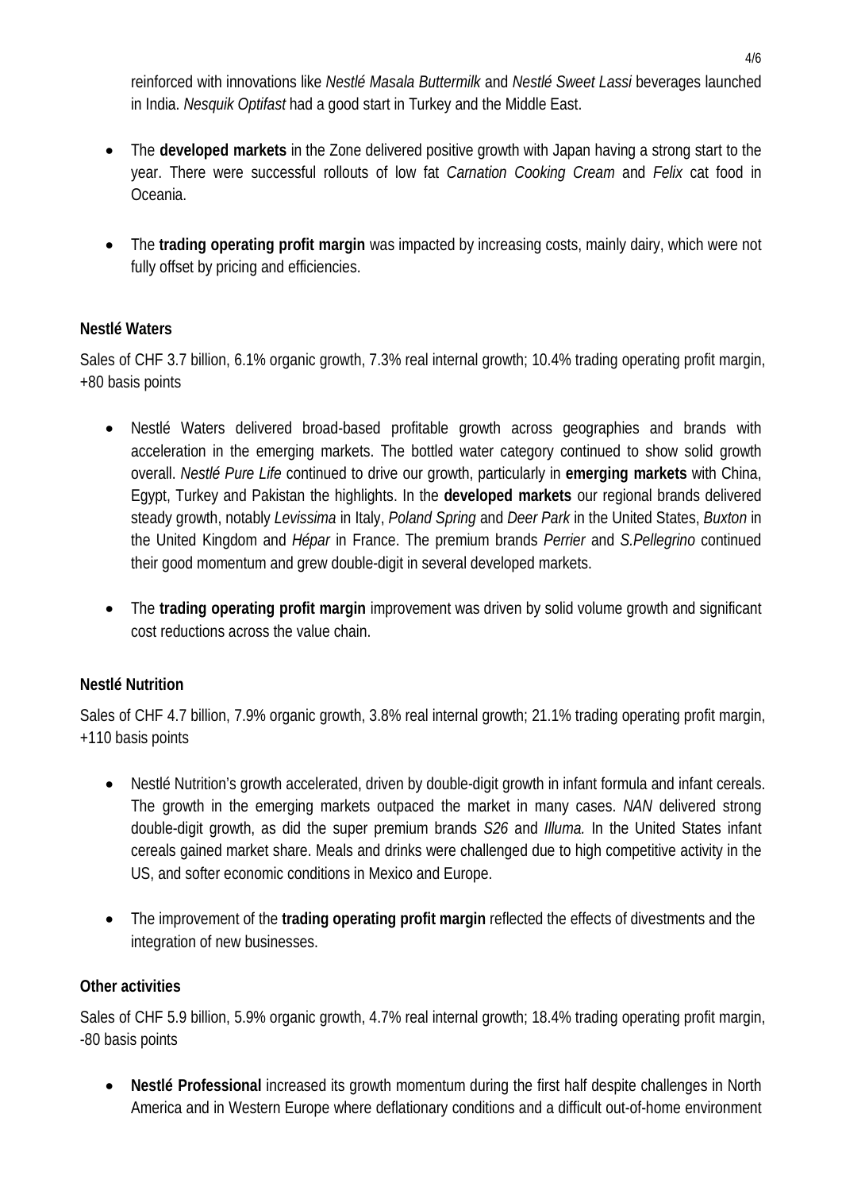reinforced with innovations like *Nestlé Masala Buttermilk* and *Nestlé Sweet Lassi* beverages launched in India. *Nesquik Optifast* had a good start in Turkey and the Middle East.

- The **developed markets** in the Zone delivered positive growth with Japan having a strong start to the year. There were successful rollouts of low fat *Carnation Cooking Cream* and *Felix* cat food in Oceania.

- The **trading operating profit margin** was impacted by increasing costs, mainly dairy, which were not fully offset by pricing and efficiencies.

**Nestlé Waters**

Sales of CHF 3.7 billion, 6.1% organic growth, 7.3% real internal growth; 10.4% trading operating profit margin, +80 basis points

- Nestlé Waters delivered broad-based profitable growth across geographies and brands with acceleration in the emerging markets. The bottled water category continued to show solid growth overall. *Nestlé Pure Life* continued to drive our growth, particularly in **emerging markets** with China, Egypt, Turkey and Pakistan the highlights. In the **developed markets** our regional brands delivered steady growth, notably *Levissima* in Italy, *Poland Spring* and *Deer Park* in the United States, *Buxton* in the United Kingdom and *Hépar* in France. The premium brands *Perrier* and *S.Pellegrino* continued their good momentum and grew double-digit in several developed markets.

- The **trading operating profit margin** improvement was driven by solid volume growth and significant cost reductions across the value chain.

**Nestlé Nutrition**

Sales of CHF 4.7 billion, 7.9% organic growth, 3.8% real internal growth; 21.1% trading operating profit margin, +110 basis points

- Nestlé Nutrition's growth accelerated, driven by double-digit growth in infant formula and infant cereals. The growth in the emerging markets outpaced the market in many cases. *NAN* delivered strong double-digit growth, as did the super premium brands *S26* and *Illuma.* In the United States infant cereals gained market share. Meals and drinks were challenged due to high competitive activity in the US, and softer economic conditions in Mexico and Europe.

- The improvement of the **trading operating profit margin** reflected the effects of divestments and the integration of new businesses.

**Other activities**

Sales of CHF 5.9 billion, 5.9% organic growth, 4.7% real internal growth; 18.4% trading operating profit margin, -80 basis points

- **Nestlé Professional** increased its growth momentum during the first half despite challenges in North America and in Western Europe where deflationary conditions and a difficult out-of-home environment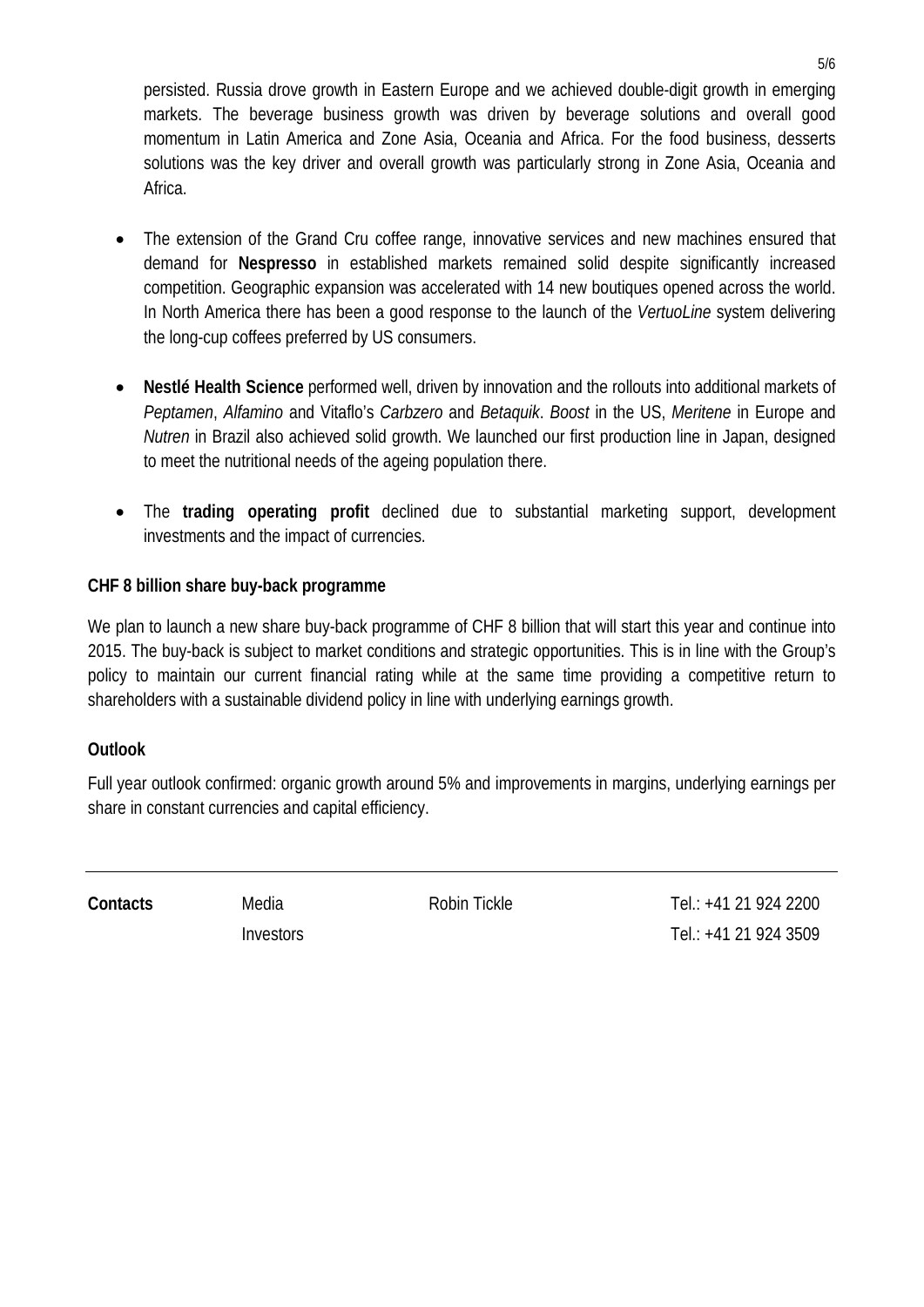persisted. Russia drove growth in Eastern Europe and we achieved double-digit growth in emerging markets. The beverage business growth was driven by beverage solutions and overall good momentum in Latin America and Zone Asia, Oceania and Africa. For the food business, desserts solutions was the key driver and overall growth was particularly strong in Zone Asia, Oceania and Africa.

- The extension of the Grand Cru coffee range, innovative services and new machines ensured that demand for **Nespresso** in established markets remained solid despite significantly increased competition. Geographic expansion was accelerated with 14 new boutiques opened across the world. In North America there has been a good response to the launch of the *VertuoLine* system delivering the long-cup coffees preferred by US consumers.

- **Nestlé Health Science** performed well, driven by innovation and the rollouts into additional markets of *Peptamen*, *Alfamino* and Vitaflo's *Carbzero* and *Betaquik*. *Boost* in the US, *Meritene* in Europe and *Nutren* in Brazil also achieved solid growth. We launched our first production line in Japan, designed to meet the nutritional needs of the ageing population there.

- The **trading operating profit** declined due to substantial marketing support, development investments and the impact of currencies.

**CHF 8 billion share buy-back programme**

We plan to launch a new share buy-back programme of CHF 8 billion that will start this year and continue into 2015. The buy-back is subject to market conditions and strategic opportunities. This is in line with the Group's policy to maintain our current financial rating while at the same time providing a competitive return to shareholders with a sustainable dividend policy in line with underlying earnings growth.

**Outlook**

Full year outlook confirmed: organic growth around 5% and improvements in margins, underlying earnings per share in constant currencies and capital efficiency.

---

| **Contacts** | Media | Robin Tickle | Tel.: +41 21 924 2200 |
|---|---|---|---|
| | Investors | | Tel.: +41 21 924 3509 |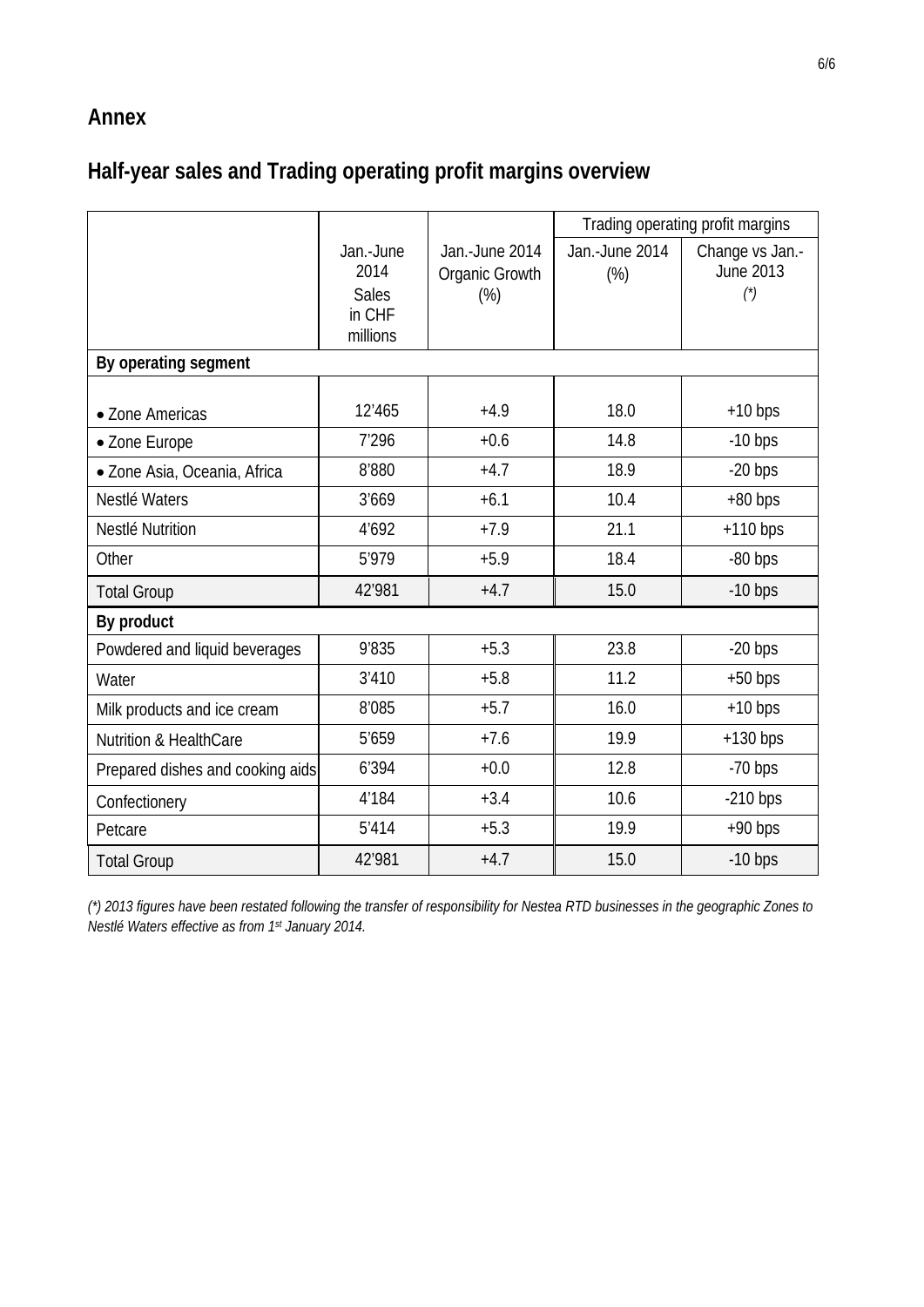## Annex

## Half-year sales and Trading operating profit margins overview

| | Jan.-June 2014 Sales in CHF millions | Jan.-June 2014 Organic Growth (%) | Trading operating profit margins | |
|---|---|---|---|---|
| | | | Jan.-June 2014 (%) | Change vs Jan.-June 2013 (*) |
| **By operating segment** | | | | |
| • Zone Americas | 12'465 | +4.9 | 18.0 | +10 bps |
| • Zone Europe | 7'296 | +0.6 | 14.8 | -10 bps |
| • Zone Asia, Oceania, Africa | 8'880 | +4.7 | 18.9 | -20 bps |
| Nestlé Waters | 3'669 | +6.1 | 10.4 | +80 bps |
| Nestlé Nutrition | 4'692 | +7.9 | 21.1 | +110 bps |
| Other | 5'979 | +5.9 | 18.4 | -80 bps |
| Total Group | 42'981 | +4.7 | 15.0 | -10 bps |
| **By product** | | | | |
| Powdered and liquid beverages | 9'835 | +5.3 | 23.8 | -20 bps |
| Water | 3'410 | +5.8 | 11.2 | +50 bps |
| Milk products and ice cream | 8'085 | +5.7 | 16.0 | +10 bps |
| Nutrition & HealthCare | 5'659 | +7.6 | 19.9 | +130 bps |
| Prepared dishes and cooking aids | 6'394 | +0.0 | 12.8 | -70 bps |
| Confectionery | 4'184 | +3.4 | 10.6 | -210 bps |
| Petcare | 5'414 | +5.3 | 19.9 | +90 bps |
| Total Group | 42'981 | +4.7 | 15.0 | -10 bps |

*(\*) 2013 figures have been restated following the transfer of responsibility for Nestea RTD businesses in the geographic Zones to Nestlé Waters effective as from 1st January 2014.*